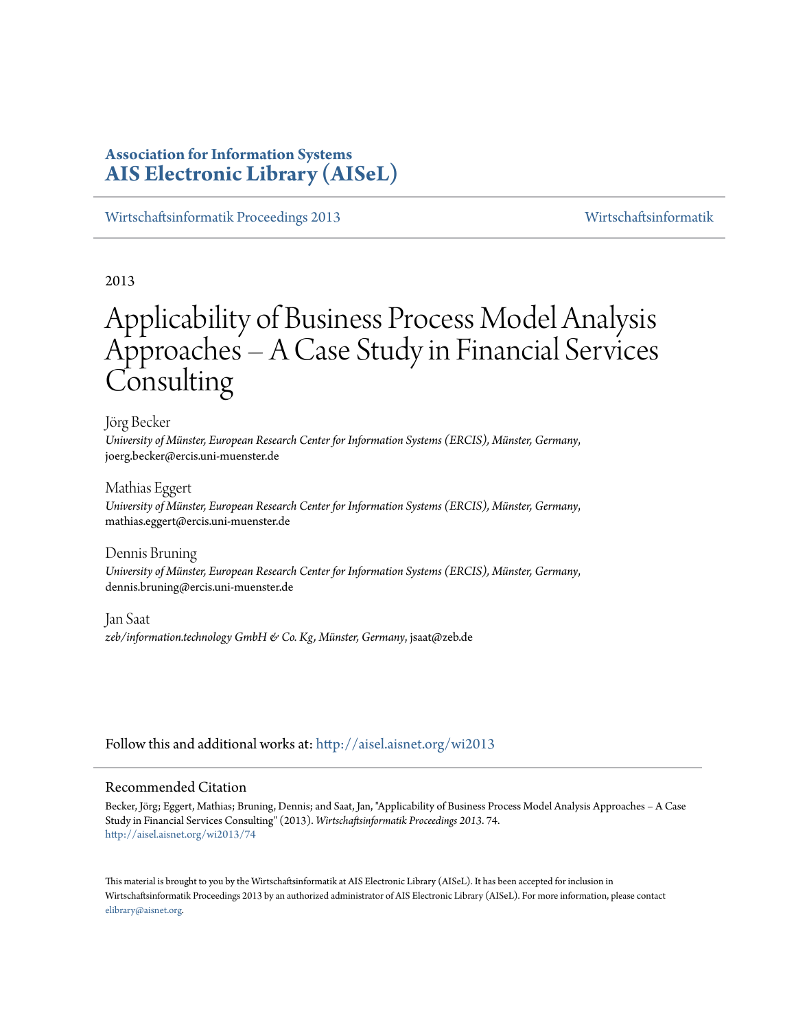**Association for Information Systems**
**AIS Electronic Library (AISeL)**

Wirtschaftsinformatik Proceedings 2013 | Wirtschaftsinformatik

2013

# Applicability of Business Process Model Analysis Approaches – A Case Study in Financial Services Consulting

Jörg Becker
*University of Münster, European Research Center for Information Systems (ERCIS), Münster, Germany*, joerg.becker@ercis.uni-muenster.de

Mathias Eggert
*University of Münster, European Research Center for Information Systems (ERCIS), Münster, Germany*, mathias.eggert@ercis.uni-muenster.de

Dennis Bruning
*University of Münster, European Research Center for Information Systems (ERCIS), Münster, Germany*, dennis.bruning@ercis.uni-muenster.de

Jan Saat
*zeb/information.technology GmbH & Co. Kg, Münster, Germany*, jsaat@zeb.de

Follow this and additional works at: http://aisel.aisnet.org/wi2013

## Recommended Citation

Becker, Jörg; Eggert, Mathias; Bruning, Dennis; and Saat, Jan, "Applicability of Business Process Model Analysis Approaches – A Case Study in Financial Services Consulting" (2013). *Wirtschaftsinformatik Proceedings 2013*. 74.
http://aisel.aisnet.org/wi2013/74

This material is brought to you by the Wirtschaftsinformatik at AIS Electronic Library (AISeL). It has been accepted for inclusion in Wirtschaftsinformatik Proceedings 2013 by an authorized administrator of AIS Electronic Library (AISeL). For more information, please contact elibrary@aisnet.org.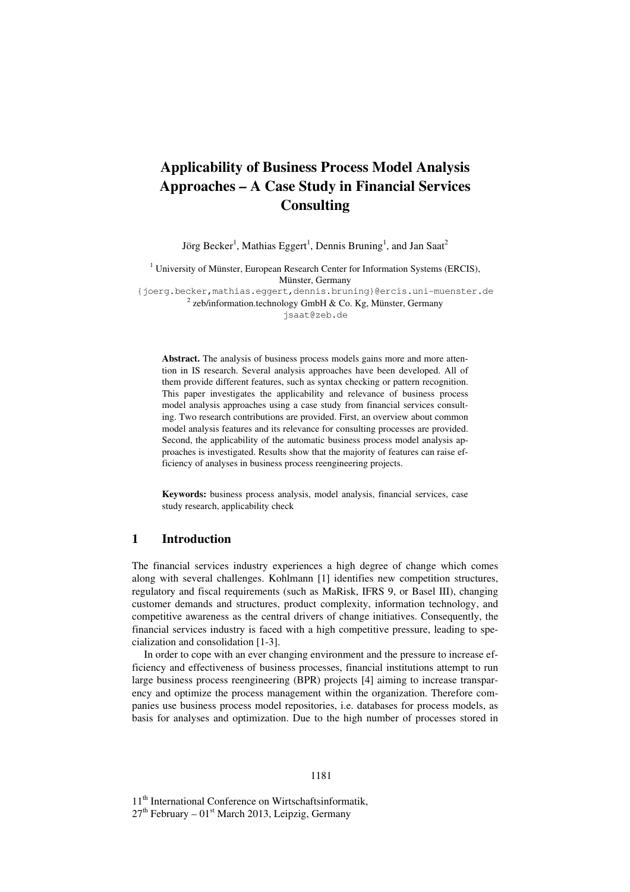# Applicability of Business Process Model Analysis Approaches – A Case Study in Financial Services Consulting

Jörg Becker[1], Mathias Eggert[1], Dennis Bruning[1], and Jan Saat[2]

[1] University of Münster, European Research Center for Information Systems (ERCIS), Münster, Germany
{joerg.becker,mathias.eggert,dennis.bruning}@ercis.uni-muenster.de
[2] zeb/information.technology GmbH & Co. Kg, Münster, Germany
jsaat@zeb.de

**Abstract.** The analysis of business process models gains more and more attention in IS research. Several analysis approaches have been developed. All of them provide different features, such as syntax checking or pattern recognition. This paper investigates the applicability and relevance of business process model analysis approaches using a case study from financial services consulting. Two research contributions are provided. First, an overview about common model analysis features and its relevance for consulting processes are provided. Second, the applicability of the automatic business process model analysis approaches is investigated. Results show that the majority of features can raise efficiency of analyses in business process reengineering projects.

**Keywords:** business process analysis, model analysis, financial services, case study research, applicability check

## 1 Introduction

The financial services industry experiences a high degree of change which comes along with several challenges. Kohlmann [1] identifies new competition structures, regulatory and fiscal requirements (such as MaRisk, IFRS 9, or Basel III), changing customer demands and structures, product complexity, information technology, and competitive awareness as the central drivers of change initiatives. Consequently, the financial services industry is faced with a high competitive pressure, leading to specialization and consolidation [1-3].

In order to cope with an ever changing environment and the pressure to increase efficiency and effectiveness of business processes, financial institutions attempt to run large business process reengineering (BPR) projects [4] aiming to increase transparency and optimize the process management within the organization. Therefore companies use business process model repositories, i.e. databases for process models, as basis for analyses and optimization. Due to the high number of processes stored in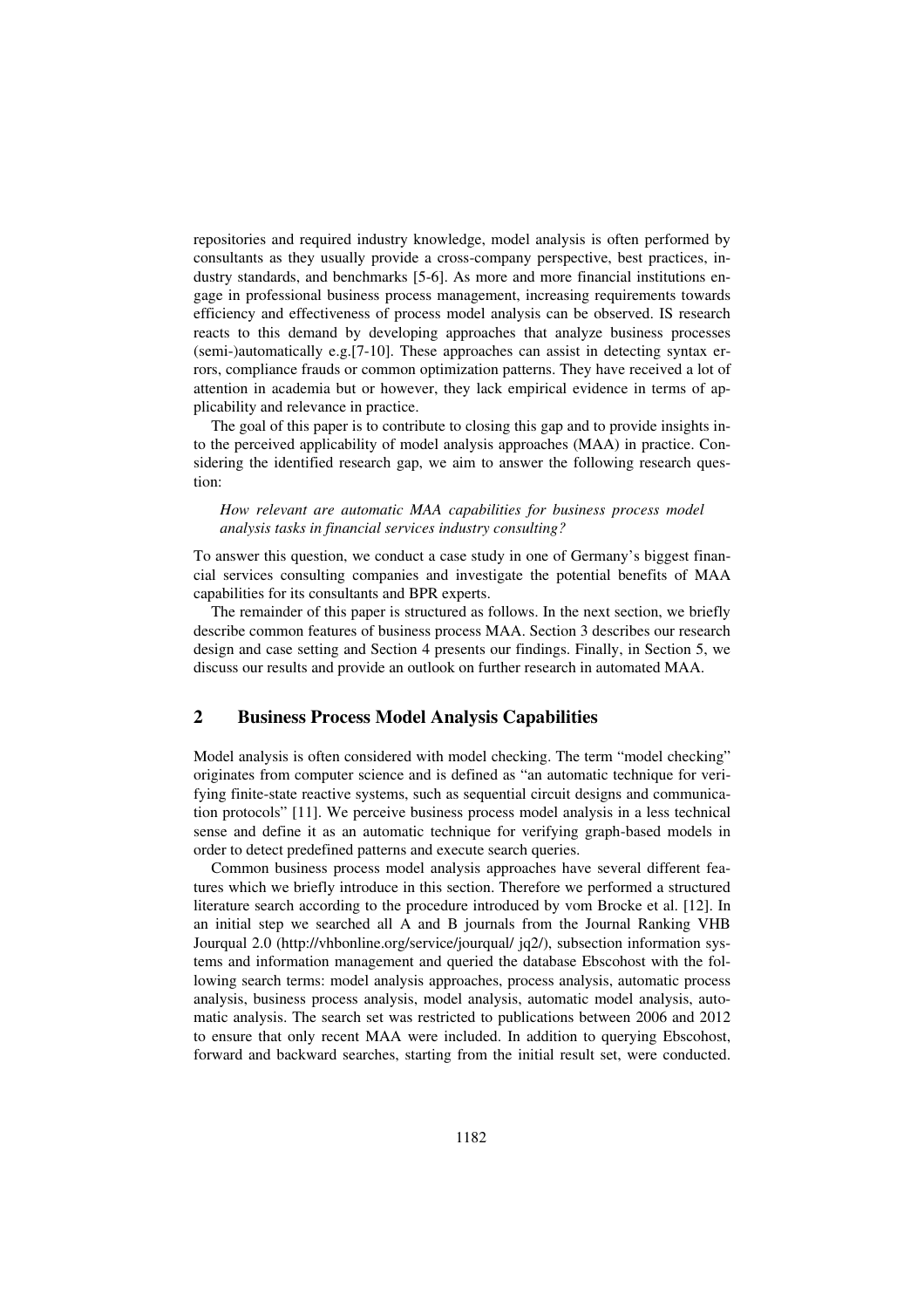repositories and required industry knowledge, model analysis is often performed by consultants as they usually provide a cross-company perspective, best practices, industry standards, and benchmarks [5-6]. As more and more financial institutions engage in professional business process management, increasing requirements towards efficiency and effectiveness of process model analysis can be observed. IS research reacts to this demand by developing approaches that analyze business processes (semi-)automatically e.g.[7-10]. These approaches can assist in detecting syntax errors, compliance frauds or common optimization patterns. They have received a lot of attention in academia but or however, they lack empirical evidence in terms of applicability and relevance in practice.

The goal of this paper is to contribute to closing this gap and to provide insights into the perceived applicability of model analysis approaches (MAA) in practice. Considering the identified research gap, we aim to answer the following research question:

*How relevant are automatic MAA capabilities for business process model analysis tasks in financial services industry consulting?*

To answer this question, we conduct a case study in one of Germany's biggest financial services consulting companies and investigate the potential benefits of MAA capabilities for its consultants and BPR experts.

The remainder of this paper is structured as follows. In the next section, we briefly describe common features of business process MAA. Section 3 describes our research design and case setting and Section 4 presents our findings. Finally, in Section 5, we discuss our results and provide an outlook on further research in automated MAA.

## 2 Business Process Model Analysis Capabilities

Model analysis is often considered with model checking. The term "model checking" originates from computer science and is defined as "an automatic technique for verifying finite-state reactive systems, such as sequential circuit designs and communication protocols" [11]. We perceive business process model analysis in a less technical sense and define it as an automatic technique for verifying graph-based models in order to detect predefined patterns and execute search queries.

Common business process model analysis approaches have several different features which we briefly introduce in this section. Therefore we performed a structured literature search according to the procedure introduced by vom Brocke et al. [12]. In an initial step we searched all A and B journals from the Journal Ranking VHB Jourqual 2.0 (http://vhbonline.org/service/jourqual/ jq2/), subsection information systems and information management and queried the database Ebscohost with the following search terms: model analysis approaches, process analysis, automatic process analysis, business process analysis, model analysis, automatic model analysis, automatic analysis. The search set was restricted to publications between 2006 and 2012 to ensure that only recent MAA were included. In addition to querying Ebscohost, forward and backward searches, starting from the initial result set, were conducted.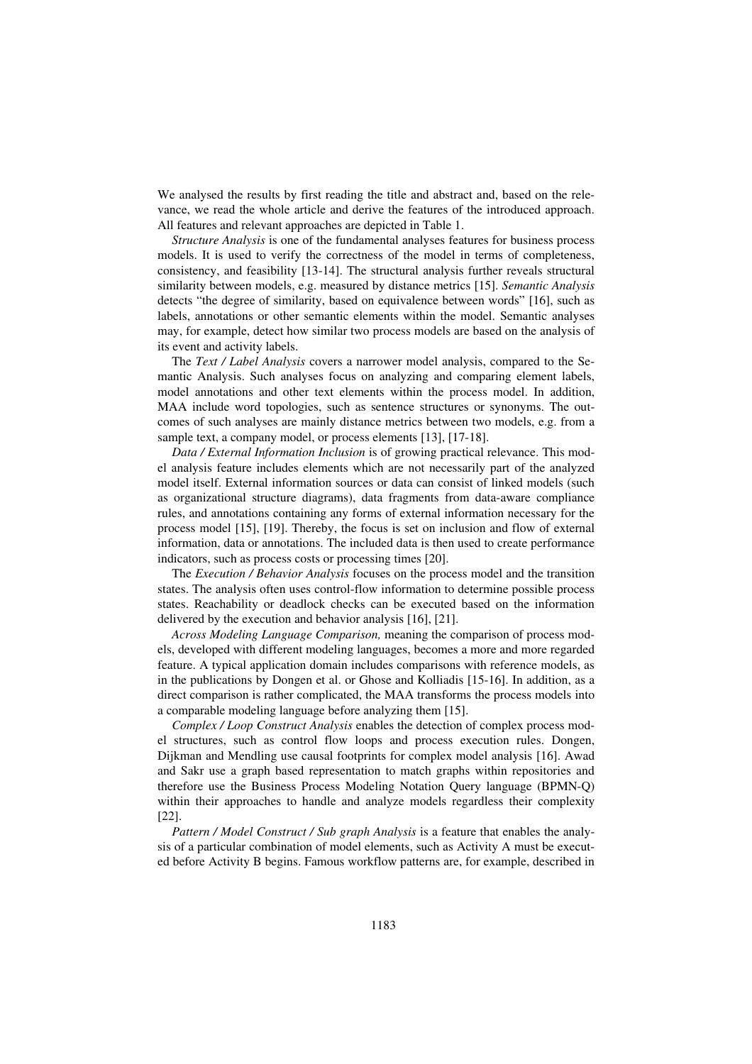We analysed the results by first reading the title and abstract and, based on the relevance, we read the whole article and derive the features of the introduced approach. All features and relevant approaches are depicted in Table 1.

*Structure Analysis* is one of the fundamental analyses features for business process models. It is used to verify the correctness of the model in terms of completeness, consistency, and feasibility [13-14]. The structural analysis further reveals structural similarity between models, e.g. measured by distance metrics [15]. *Semantic Analysis* detects "the degree of similarity, based on equivalence between words" [16], such as labels, annotations or other semantic elements within the model. Semantic analyses may, for example, detect how similar two process models are based on the analysis of its event and activity labels.

The *Text / Label Analysis* covers a narrower model analysis, compared to the Semantic Analysis. Such analyses focus on analyzing and comparing element labels, model annotations and other text elements within the process model. In addition, MAA include word topologies, such as sentence structures or synonyms. The outcomes of such analyses are mainly distance metrics between two models, e.g. from a sample text, a company model, or process elements [13], [17-18].

*Data / External Information Inclusion* is of growing practical relevance. This model analysis feature includes elements which are not necessarily part of the analyzed model itself. External information sources or data can consist of linked models (such as organizational structure diagrams), data fragments from data-aware compliance rules, and annotations containing any forms of external information necessary for the process model [15], [19]. Thereby, the focus is set on inclusion and flow of external information, data or annotations. The included data is then used to create performance indicators, such as process costs or processing times [20].

The *Execution / Behavior Analysis* focuses on the process model and the transition states. The analysis often uses control-flow information to determine possible process states. Reachability or deadlock checks can be executed based on the information delivered by the execution and behavior analysis [16], [21].

*Across Modeling Language Comparison,* meaning the comparison of process models, developed with different modeling languages, becomes a more and more regarded feature. A typical application domain includes comparisons with reference models, as in the publications by Dongen et al. or Ghose and Kolliadis [15-16]. In addition, as a direct comparison is rather complicated, the MAA transforms the process models into a comparable modeling language before analyzing them [15].

*Complex / Loop Construct Analysis* enables the detection of complex process model structures, such as control flow loops and process execution rules. Dongen, Dijkman and Mendling use causal footprints for complex model analysis [16]. Awad and Sakr use a graph based representation to match graphs within repositories and therefore use the Business Process Modeling Notation Query language (BPMN-Q) within their approaches to handle and analyze models regardless their complexity [22].

*Pattern / Model Construct / Sub graph Analysis* is a feature that enables the analysis of a particular combination of model elements, such as Activity A must be executed before Activity B begins. Famous workflow patterns are, for example, described in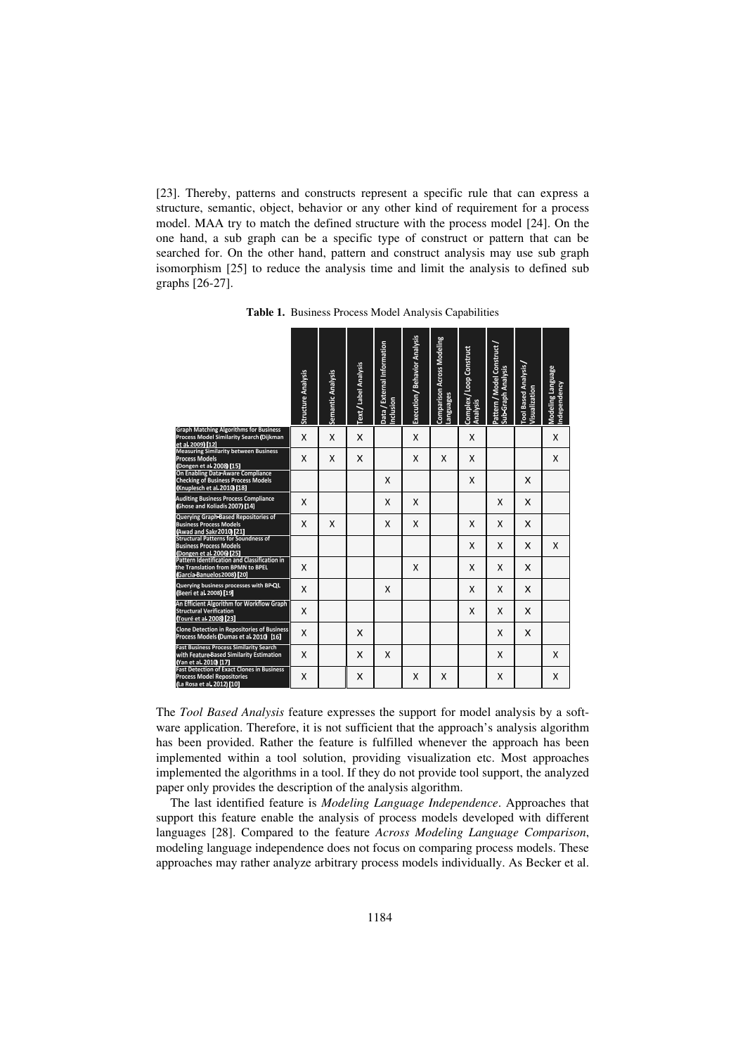[23]. Thereby, patterns and constructs represent a specific rule that can express a structure, semantic, object, behavior or any other kind of requirement for a process model. MAA try to match the defined structure with the process model [24]. On the one hand, a sub graph can be a specific type of construct or pattern that can be searched for. On the other hand, pattern and construct analysis may use sub graph isomorphism [25] to reduce the analysis time and limit the analysis to defined sub graphs [26-27].

**Table 1.** Business Process Model Analysis Capabilities

| | Structure Analysis | Semantic Analysis | Text / Label Analysis | Data / External Information Inclusion | Execution / Behavior Analysis | Comparison Across Modeling Languages | Complex / Loop Construct Analysis | Pattern / Model Construct / Sub-Graph Analysis | Tool Based Analysis / Visualization | Modeling Language Independency |
|---|---|---|---|---|---|---|---|---|---|---|
| Graph Matching Algorithms for Business Process Model Similarity Search (Dijkman et al. 2009) [12] | X | X | X | | X | | X | | | X |
| Measuring Similarity between Business Process Models (Dongen et al. 2008) [15] | X | X | X | | X | X | X | | | X |
| On Enabling Data-Aware Compliance Checking of Business Process Models (Knuplesch et al. 2010) [18] | | | | X | | | X | | X | |
| Auditing Business Process Compliance (Ghose and Koliadis 2007) [14] | X | | | X | X | | | X | X | |
| Querying Graph-Based Repositories of Business Process Models (Awad and Sakr 2010) [21] | X | X | | X | X | | X | X | X | |
| Structural Patterns for Soundness of Business Process Models (Dongen et al. 2006) [25] | | | | | | | X | X | X | X |
| Pattern Identification and Classification in the Translation from BPMN to BPEL (García-Banuelos 2008) [20] | X | | | | X | | X | X | X | |
| Querying business processes with BP-QL (Beeri et al. 2008) [19] | X | | | X | | | X | X | X | |
| An Efficient Algorithm for Workflow Graph Structural Verification (Touré et al. 2008) [23] | X | | | | | | X | X | X | |
| Clone Detection in Repositories of Business Process Models (Dumas et al. 2010) [16] | X | | X | | | | | X | X | |
| Fast Business Process Similarity Search with Feature-Based Similarity Estimation (Yan et al. 2010) [17] | X | | X | X | | | | X | | X |
| Fast Detection of Exact Clones in Business Process Model Repositories (La Rosa et al. 2012) [10] | X | | X | | X | X | | X | | X |

The *Tool Based Analysis* feature expresses the support for model analysis by a software application. Therefore, it is not sufficient that the approach's analysis algorithm has been provided. Rather the feature is fulfilled whenever the approach has been implemented within a tool solution, providing visualization etc. Most approaches implemented the algorithms in a tool. If they do not provide tool support, the analyzed paper only provides the description of the analysis algorithm.

The last identified feature is *Modeling Language Independence*. Approaches that support this feature enable the analysis of process models developed with different languages [28]. Compared to the feature *Across Modeling Language Comparison*, modeling language independence does not focus on comparing process models. These approaches may rather analyze arbitrary process models individually. As Becker et al.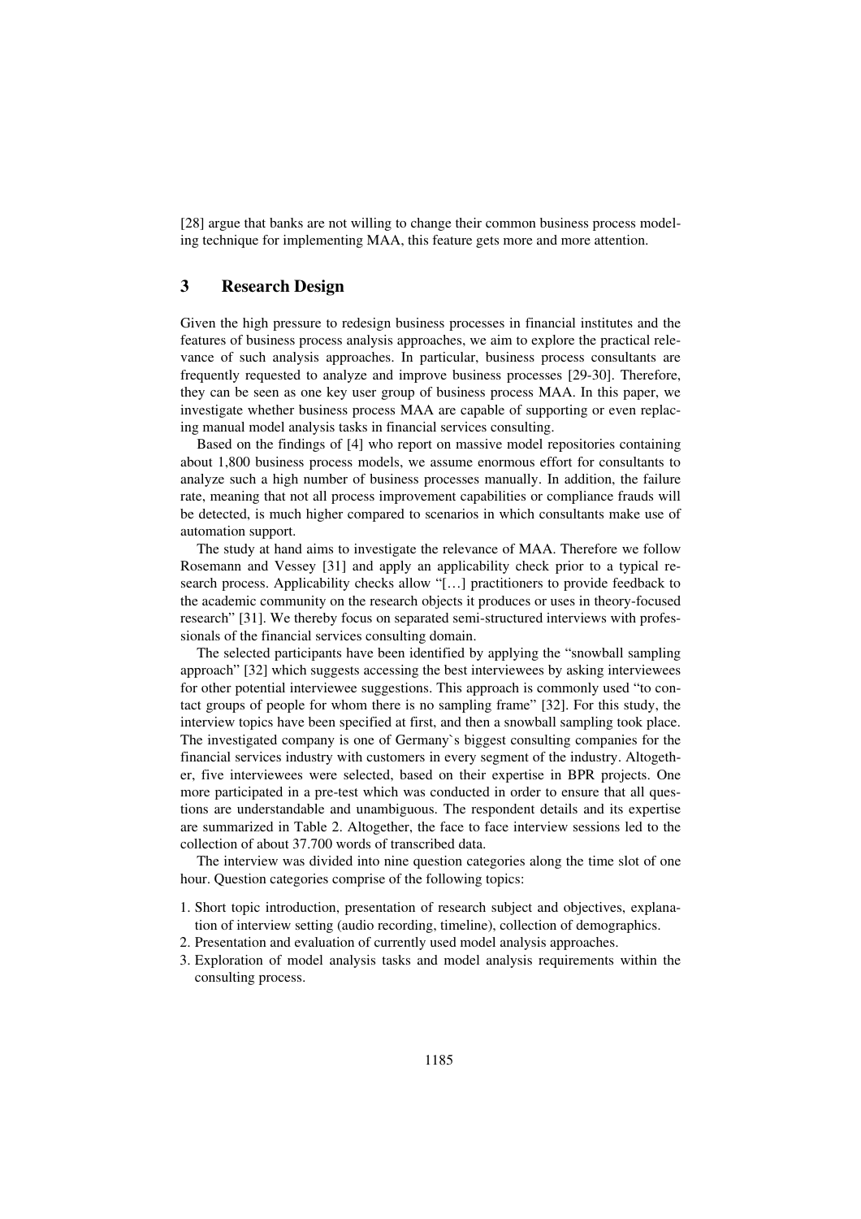[28] argue that banks are not willing to change their common business process modeling technique for implementing MAA, this feature gets more and more attention.

## 3 Research Design

Given the high pressure to redesign business processes in financial institutes and the features of business process analysis approaches, we aim to explore the practical relevance of such analysis approaches. In particular, business process consultants are frequently requested to analyze and improve business processes [29-30]. Therefore, they can be seen as one key user group of business process MAA. In this paper, we investigate whether business process MAA are capable of supporting or even replacing manual model analysis tasks in financial services consulting.

Based on the findings of [4] who report on massive model repositories containing about 1,800 business process models, we assume enormous effort for consultants to analyze such a high number of business processes manually. In addition, the failure rate, meaning that not all process improvement capabilities or compliance frauds will be detected, is much higher compared to scenarios in which consultants make use of automation support.

The study at hand aims to investigate the relevance of MAA. Therefore we follow Rosemann and Vessey [31] and apply an applicability check prior to a typical research process. Applicability checks allow "[…] practitioners to provide feedback to the academic community on the research objects it produces or uses in theory-focused research" [31]. We thereby focus on separated semi-structured interviews with professionals of the financial services consulting domain.

The selected participants have been identified by applying the "snowball sampling approach" [32] which suggests accessing the best interviewees by asking interviewees for other potential interviewee suggestions. This approach is commonly used "to contact groups of people for whom there is no sampling frame" [32]. For this study, the interview topics have been specified at first, and then a snowball sampling took place. The investigated company is one of Germany`s biggest consulting companies for the financial services industry with customers in every segment of the industry. Altogether, five interviewees were selected, based on their expertise in BPR projects. One more participated in a pre-test which was conducted in order to ensure that all questions are understandable and unambiguous. The respondent details and its expertise are summarized in Table 2. Altogether, the face to face interview sessions led to the collection of about 37.700 words of transcribed data.

The interview was divided into nine question categories along the time slot of one hour. Question categories comprise of the following topics:

1. Short topic introduction, presentation of research subject and objectives, explanation of interview setting (audio recording, timeline), collection of demographics.
2. Presentation and evaluation of currently used model analysis approaches.
3. Exploration of model analysis tasks and model analysis requirements within the consulting process.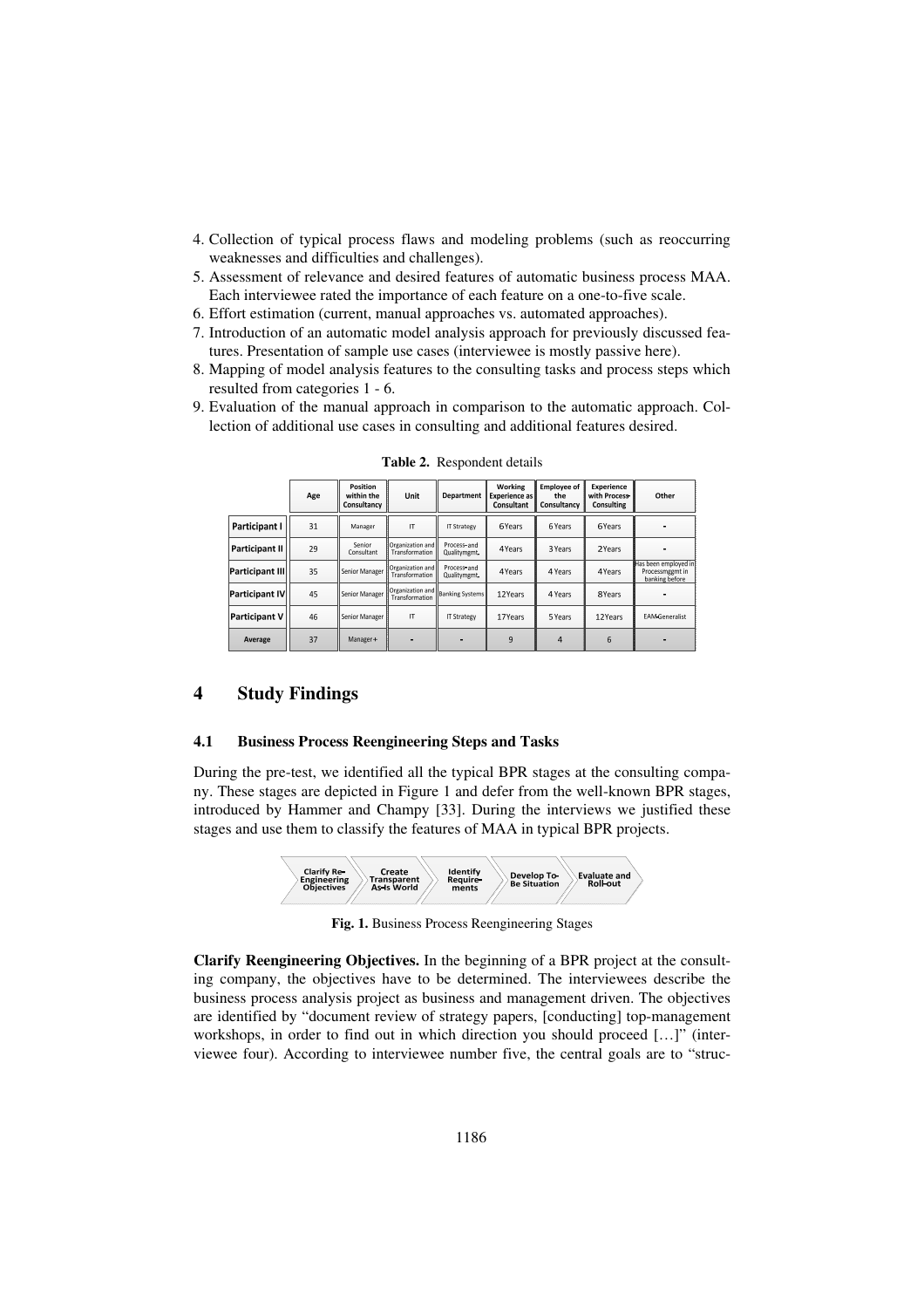4. Collection of typical process flaws and modeling problems (such as reoccurring weaknesses and difficulties and challenges).
5. Assessment of relevance and desired features of automatic business process MAA. Each interviewee rated the importance of each feature on a one-to-five scale.
6. Effort estimation (current, manual approaches vs. automated approaches).
7. Introduction of an automatic model analysis approach for previously discussed features. Presentation of sample use cases (interviewee is mostly passive here).
8. Mapping of model analysis features to the consulting tasks and process steps which resulted from categories 1 - 6.
9. Evaluation of the manual approach in comparison to the automatic approach. Collection of additional use cases in consulting and additional features desired.

**Table 2.** Respondent details

| | Age | Position within the Consultancy | Unit | Department | Working Experience as Consultant | Employee of the Consultancy | Experience with Process-Consulting | Other |
|---|---|---|---|---|---|---|---|---|
| Participant I | 31 | Manager | IT | IT Strategy | 6 Years | 6 Years | 6 Years | - |
| Participant II | 29 | Senior Consultant | Organization and Transformation | Process- and Qualitymgmt. | 4 Years | 3 Years | 2 Years | - |
| Participant III | 35 | Senior Manager | Organization and Transformation | Process- and Qualitymgmt. | 4 Years | 4 Years | 4 Years | Has been employed in Processmggmt in banking before |
| Participant IV | 45 | Senior Manager | Organization and Transformation | Banking Systems | 12 Years | 4 Years | 8 Years | - |
| Participant V | 46 | Senior Manager | IT | IT Strategy | 17 Years | 5 Years | 12 Years | EAM-Generalist |
| Average | 37 | Manager + | - | - | 9 | 4 | 6 | - |

## 4 Study Findings

### 4.1 Business Process Reengineering Steps and Tasks

During the pre-test, we identified all the typical BPR stages at the consulting company. These stages are depicted in Figure 1 and defer from the well-known BPR stages, introduced by Hammer and Champy [33]. During the interviews we justified these stages and use them to classify the features of MAA in typical BPR projects.

Clarify Re-Engineering Objectives → Create Transparent As-Is World → Identify Require-ments → Develop To-Be Situation → Evaluate and Roll-out

**Fig. 1.** Business Process Reengineering Stages

**Clarify Reengineering Objectives.** In the beginning of a BPR project at the consulting company, the objectives have to be determined. The interviewees describe the business process analysis project as business and management driven. The objectives are identified by "document review of strategy papers, [conducting] top-management workshops, in order to find out in which direction you should proceed […]" (interviewee four). According to interviewee number five, the central goals are to "struc-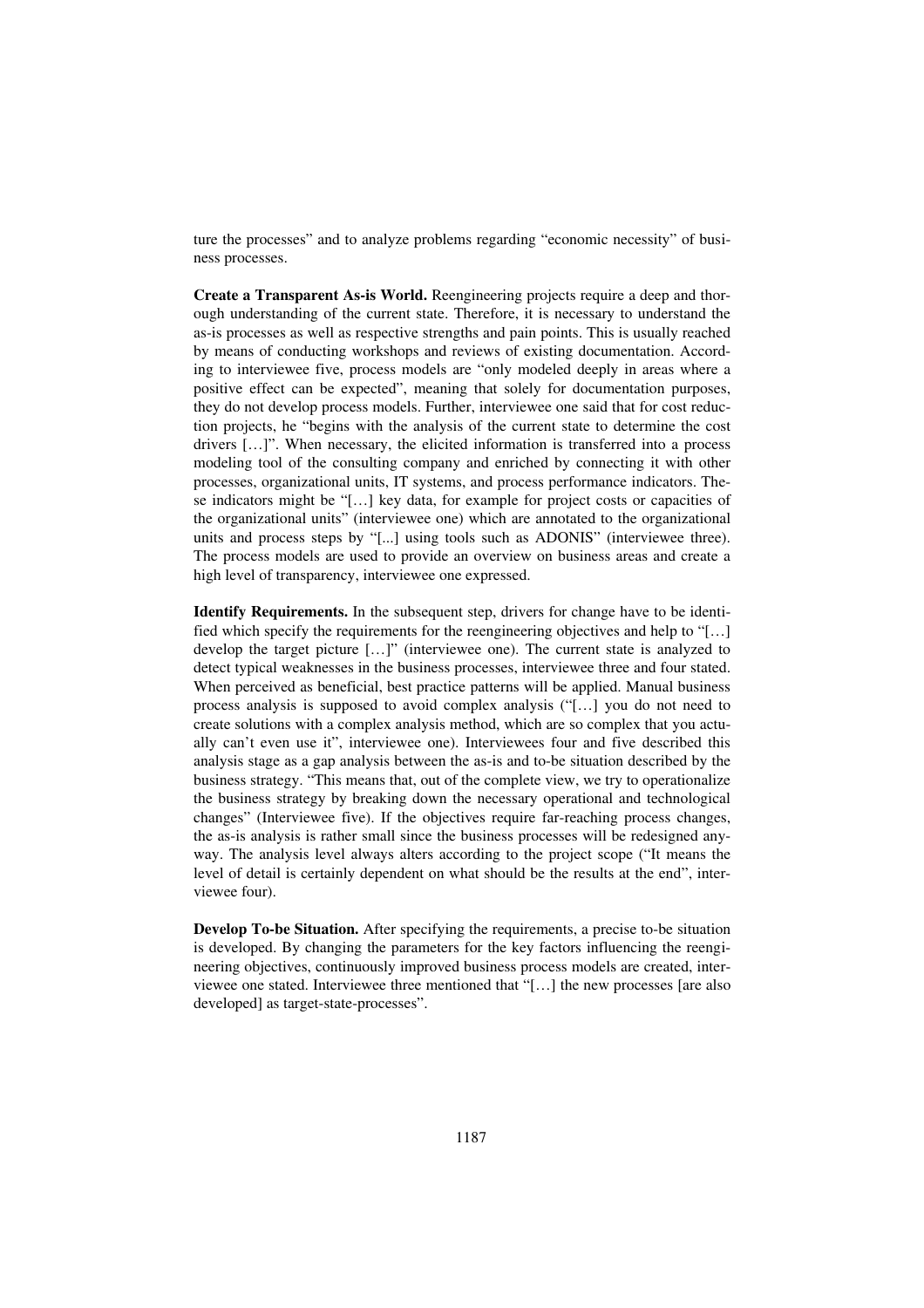ture the processes" and to analyze problems regarding "economic necessity" of business processes.

**Create a Transparent As-is World.** Reengineering projects require a deep and thorough understanding of the current state. Therefore, it is necessary to understand the as-is processes as well as respective strengths and pain points. This is usually reached by means of conducting workshops and reviews of existing documentation. According to interviewee five, process models are "only modeled deeply in areas where a positive effect can be expected", meaning that solely for documentation purposes, they do not develop process models. Further, interviewee one said that for cost reduction projects, he "begins with the analysis of the current state to determine the cost drivers […]". When necessary, the elicited information is transferred into a process modeling tool of the consulting company and enriched by connecting it with other processes, organizational units, IT systems, and process performance indicators. These indicators might be "[…] key data, for example for project costs or capacities of the organizational units" (interviewee one) which are annotated to the organizational units and process steps by "[...] using tools such as ADONIS" (interviewee three). The process models are used to provide an overview on business areas and create a high level of transparency, interviewee one expressed.

**Identify Requirements.** In the subsequent step, drivers for change have to be identified which specify the requirements for the reengineering objectives and help to "[…] develop the target picture […]" (interviewee one). The current state is analyzed to detect typical weaknesses in the business processes, interviewee three and four stated. When perceived as beneficial, best practice patterns will be applied. Manual business process analysis is supposed to avoid complex analysis ("[…] you do not need to create solutions with a complex analysis method, which are so complex that you actually can't even use it", interviewee one). Interviewees four and five described this analysis stage as a gap analysis between the as-is and to-be situation described by the business strategy. "This means that, out of the complete view, we try to operationalize the business strategy by breaking down the necessary operational and technological changes" (Interviewee five). If the objectives require far-reaching process changes, the as-is analysis is rather small since the business processes will be redesigned anyway. The analysis level always alters according to the project scope ("It means the level of detail is certainly dependent on what should be the results at the end", interviewee four).

**Develop To-be Situation.** After specifying the requirements, a precise to-be situation is developed. By changing the parameters for the key factors influencing the reengineering objectives, continuously improved business process models are created, interviewee one stated. Interviewee three mentioned that "[…] the new processes [are also developed] as target-state-processes".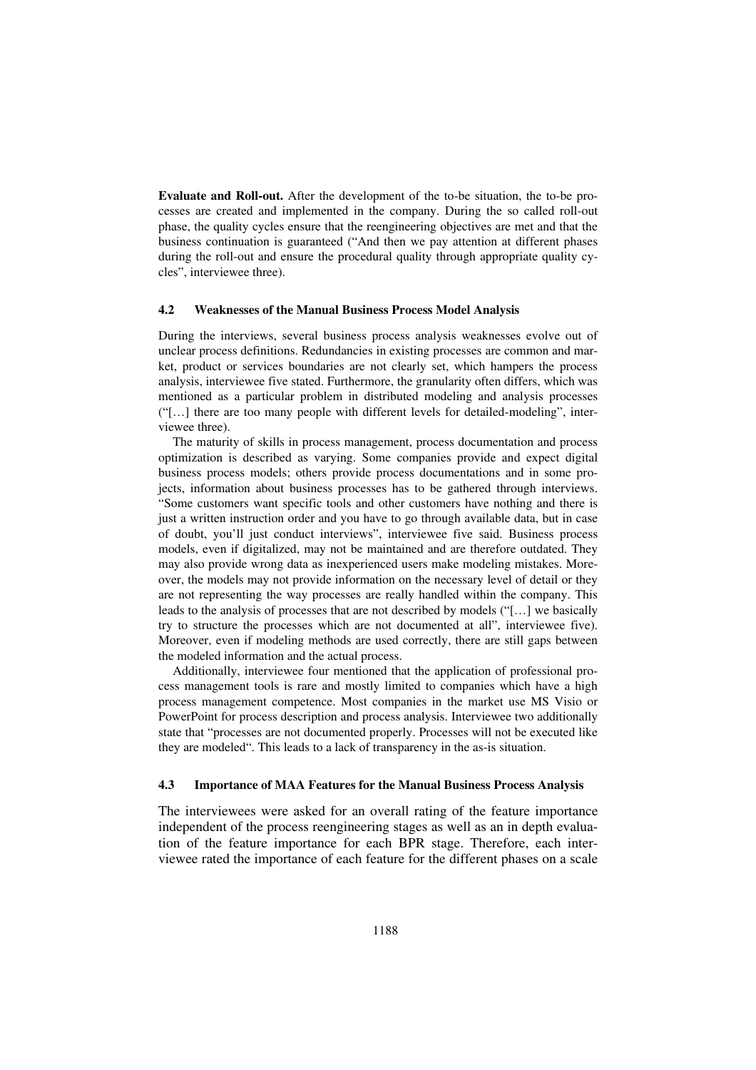**Evaluate and Roll-out.** After the development of the to-be situation, the to-be processes are created and implemented in the company. During the so called roll-out phase, the quality cycles ensure that the reengineering objectives are met and that the business continuation is guaranteed ("And then we pay attention at different phases during the roll-out and ensure the procedural quality through appropriate quality cycles", interviewee three).

### 4.2 Weaknesses of the Manual Business Process Model Analysis

During the interviews, several business process analysis weaknesses evolve out of unclear process definitions. Redundancies in existing processes are common and market, product or services boundaries are not clearly set, which hampers the process analysis, interviewee five stated. Furthermore, the granularity often differs, which was mentioned as a particular problem in distributed modeling and analysis processes ("[…] there are too many people with different levels for detailed-modeling", interviewee three).

The maturity of skills in process management, process documentation and process optimization is described as varying. Some companies provide and expect digital business process models; others provide process documentations and in some projects, information about business processes has to be gathered through interviews. "Some customers want specific tools and other customers have nothing and there is just a written instruction order and you have to go through available data, but in case of doubt, you'll just conduct interviews", interviewee five said. Business process models, even if digitalized, may not be maintained and are therefore outdated. They may also provide wrong data as inexperienced users make modeling mistakes. Moreover, the models may not provide information on the necessary level of detail or they are not representing the way processes are really handled within the company. This leads to the analysis of processes that are not described by models ("[…] we basically try to structure the processes which are not documented at all", interviewee five). Moreover, even if modeling methods are used correctly, there are still gaps between the modeled information and the actual process.

Additionally, interviewee four mentioned that the application of professional process management tools is rare and mostly limited to companies which have a high process management competence. Most companies in the market use MS Visio or PowerPoint for process description and process analysis. Interviewee two additionally state that "processes are not documented properly. Processes will not be executed like they are modeled". This leads to a lack of transparency in the as-is situation.

### 4.3 Importance of MAA Features for the Manual Business Process Analysis

The interviewees were asked for an overall rating of the feature importance independent of the process reengineering stages as well as an in depth evaluation of the feature importance for each BPR stage. Therefore, each interviewee rated the importance of each feature for the different phases on a scale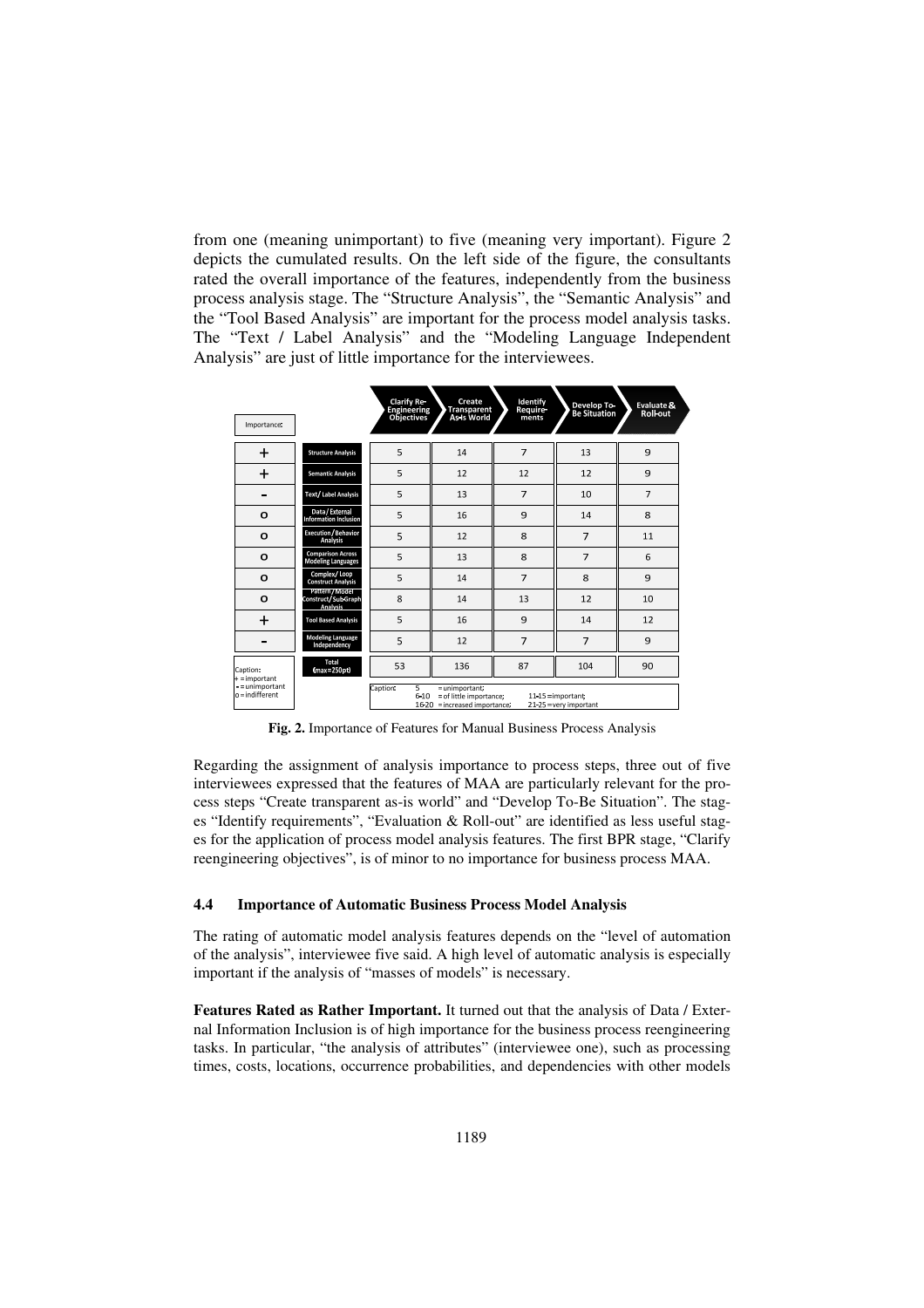from one (meaning unimportant) to five (meaning very important). Figure 2 depicts the cumulated results. On the left side of the figure, the consultants rated the overall importance of the features, independently from the business process analysis stage. The "Structure Analysis", the "Semantic Analysis" and the "Tool Based Analysis" are important for the process model analysis tasks. The "Text / Label Analysis" and the "Modeling Language Independent Analysis" are just of little importance for the interviewees.

| Importance: | | Clarify Re-Engineering Objectives | Create Transparent As-is World | Identify Require-ments | Develop To-Be Situation | Evaluate & Roll-out |
|---|---|---|---|---|---|---|
| + | Structure Analysis | 5 | 14 | 7 | 13 | 9 |
| + | Semantic Analysis | 5 | 12 | 12 | 12 | 9 |
| - | Text/ Label Analysis | 5 | 13 | 7 | 10 | 7 |
| o | Data/ External Information Inclusion | 5 | 16 | 9 | 14 | 8 |
| o | Execution/ Behavior Analysis | 5 | 12 | 8 | 7 | 11 |
| o | Comparison Across Modeling Languages | 5 | 13 | 8 | 7 | 6 |
| o | Complex/ Loop Construct Analysis | 5 | 14 | 7 | 8 | 9 |
| o | Pattern/ Model Construct/ Sub-Graph Analysis | 8 | 14 | 13 | 12 | 10 |
| + | Tool Based Analysis | 5 | 16 | 9 | 14 | 12 |
| - | Modeling Language Independency | 5 | 12 | 7 | 7 | 9 |
| Caption: + = important; - = unimportant; o = indifferent | Total (max=250pt) | 53 | 136 | 87 | 104 | 90 |

Caption: 5 = unimportant; 6-10 = of little importance; 11-15 = important; 16-20 = increased importance; 21-25 = very important

**Fig. 2.** Importance of Features for Manual Business Process Analysis

Regarding the assignment of analysis importance to process steps, three out of five interviewees expressed that the features of MAA are particularly relevant for the process steps "Create transparent as-is world" and "Develop To-Be Situation". The stages "Identify requirements", "Evaluation & Roll-out" are identified as less useful stages for the application of process model analysis features. The first BPR stage, "Clarify reengineering objectives", is of minor to no importance for business process MAA.

### 4.4 Importance of Automatic Business Process Model Analysis

The rating of automatic model analysis features depends on the "level of automation of the analysis", interviewee five said. A high level of automatic analysis is especially important if the analysis of "masses of models" is necessary.

**Features Rated as Rather Important.** It turned out that the analysis of Data / External Information Inclusion is of high importance for the business process reengineering tasks. In particular, "the analysis of attributes" (interviewee one), such as processing times, costs, locations, occurrence probabilities, and dependencies with other models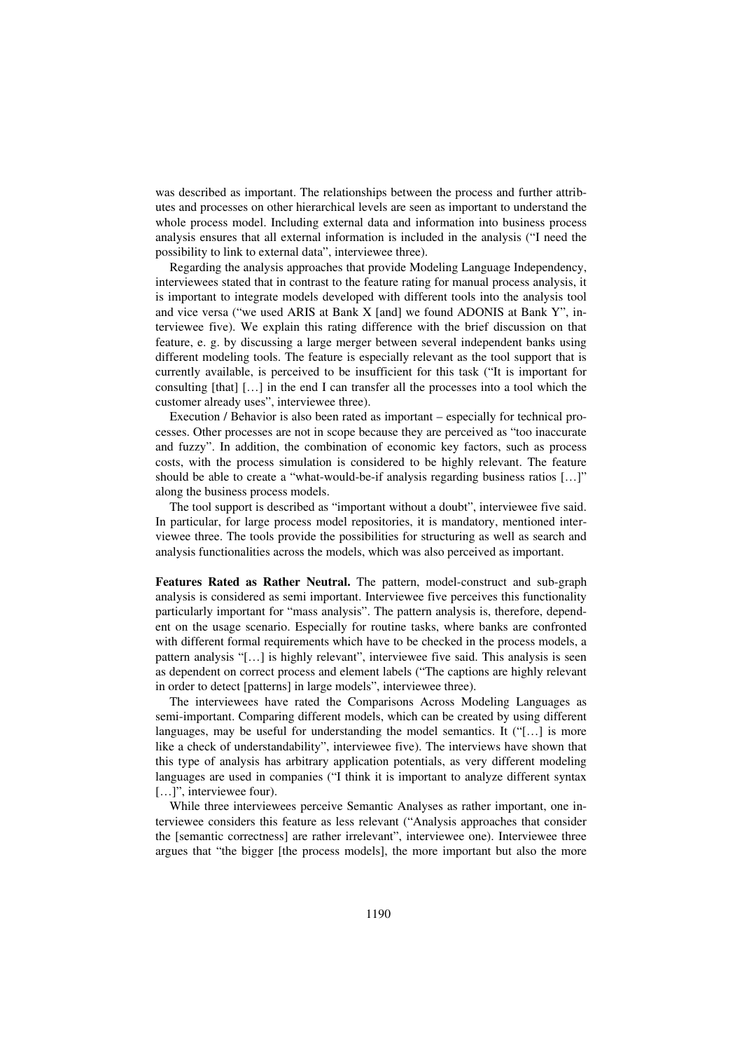was described as important. The relationships between the process and further attributes and processes on other hierarchical levels are seen as important to understand the whole process model. Including external data and information into business process analysis ensures that all external information is included in the analysis ("I need the possibility to link to external data", interviewee three).

Regarding the analysis approaches that provide Modeling Language Independency, interviewees stated that in contrast to the feature rating for manual process analysis, it is important to integrate models developed with different tools into the analysis tool and vice versa ("we used ARIS at Bank X [and] we found ADONIS at Bank Y", interviewee five). We explain this rating difference with the brief discussion on that feature, e. g. by discussing a large merger between several independent banks using different modeling tools. The feature is especially relevant as the tool support that is currently available, is perceived to be insufficient for this task ("It is important for consulting [that] […] in the end I can transfer all the processes into a tool which the customer already uses", interviewee three).

Execution / Behavior is also been rated as important – especially for technical processes. Other processes are not in scope because they are perceived as "too inaccurate and fuzzy". In addition, the combination of economic key factors, such as process costs, with the process simulation is considered to be highly relevant. The feature should be able to create a "what-would-be-if analysis regarding business ratios […]" along the business process models.

The tool support is described as "important without a doubt", interviewee five said. In particular, for large process model repositories, it is mandatory, mentioned interviewee three. The tools provide the possibilities for structuring as well as search and analysis functionalities across the models, which was also perceived as important.

**Features Rated as Rather Neutral.** The pattern, model-construct and sub-graph analysis is considered as semi important. Interviewee five perceives this functionality particularly important for "mass analysis". The pattern analysis is, therefore, dependent on the usage scenario. Especially for routine tasks, where banks are confronted with different formal requirements which have to be checked in the process models, a pattern analysis "[…] is highly relevant", interviewee five said. This analysis is seen as dependent on correct process and element labels ("The captions are highly relevant in order to detect [patterns] in large models", interviewee three).

The interviewees have rated the Comparisons Across Modeling Languages as semi-important. Comparing different models, which can be created by using different languages, may be useful for understanding the model semantics. It ("[…] is more like a check of understandability", interviewee five). The interviews have shown that this type of analysis has arbitrary application potentials, as very different modeling languages are used in companies ("I think it is important to analyze different syntax […]", interviewee four).

While three interviewees perceive Semantic Analyses as rather important, one interviewee considers this feature as less relevant ("Analysis approaches that consider the [semantic correctness] are rather irrelevant", interviewee one). Interviewee three argues that "the bigger [the process models], the more important but also the more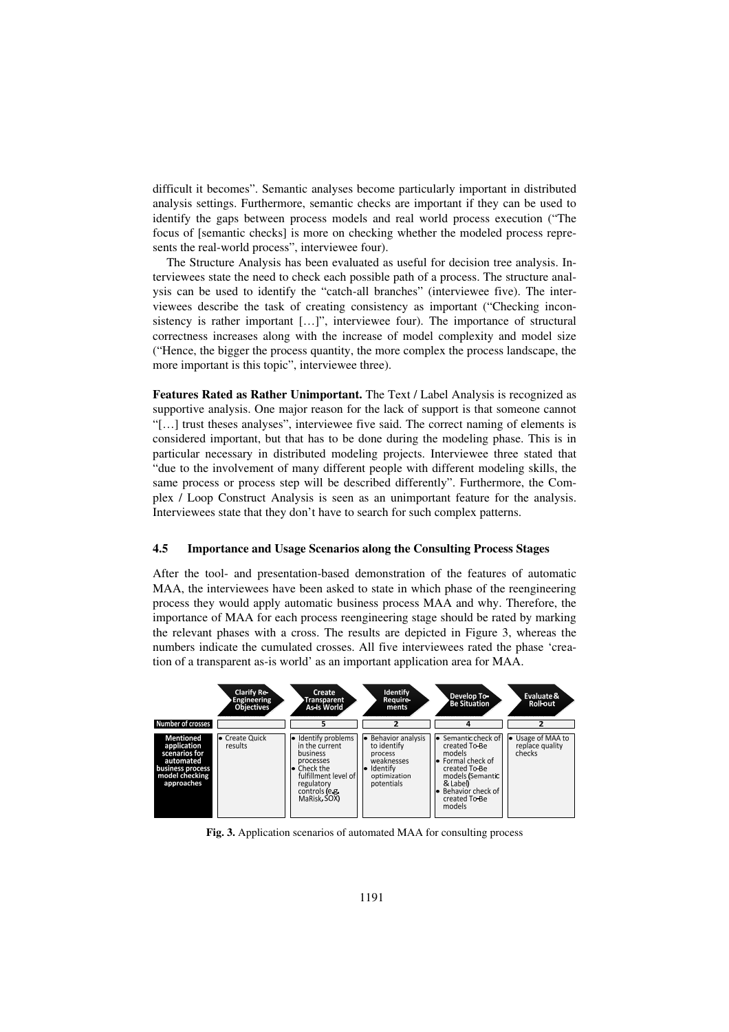difficult it becomes". Semantic analyses become particularly important in distributed analysis settings. Furthermore, semantic checks are important if they can be used to identify the gaps between process models and real world process execution ("The focus of [semantic checks] is more on checking whether the modeled process represents the real-world process", interviewee four).

The Structure Analysis has been evaluated as useful for decision tree analysis. Interviewees state the need to check each possible path of a process. The structure analysis can be used to identify the "catch-all branches" (interviewee five). The interviewees describe the task of creating consistency as important ("Checking inconsistency is rather important […]", interviewee four). The importance of structural correctness increases along with the increase of model complexity and model size ("Hence, the bigger the process quantity, the more complex the process landscape, the more important is this topic", interviewee three).

**Features Rated as Rather Unimportant.** The Text / Label Analysis is recognized as supportive analysis. One major reason for the lack of support is that someone cannot "[…] trust theses analyses", interviewee five said. The correct naming of elements is considered important, but that has to be done during the modeling phase. This is in particular necessary in distributed modeling projects. Interviewee three stated that "due to the involvement of many different people with different modeling skills, the same process or process step will be described differently". Furthermore, the Complex / Loop Construct Analysis is seen as an unimportant feature for the analysis. Interviewees state that they don't have to search for such complex patterns.

### 4.5 Importance and Usage Scenarios along the Consulting Process Stages

After the tool- and presentation-based demonstration of the features of automatic MAA, the interviewees have been asked to state in which phase of the reengineering process they would apply automatic business process MAA and why. Therefore, the importance of MAA for each process reengineering stage should be rated by marking the relevant phases with a cross. The results are depicted in Figure 3, whereas the numbers indicate the cumulated crosses. All five interviewees rated the phase 'creation of a transparent as-is world' as an important application area for MAA.

| | Clarify Re-Engineering Objectives | Create Transparent As-Is World | Identify Require-ments | Develop To-Be Situation | Evaluate & Roll-out |
|---|---|---|---|---|---|
| **Number of crosses** | | 5 | 2 | 4 | 2 |
| **Mentioned application scenarios for automated business process model checking approaches** | • Create Quick results | • Identify problems in the current business processes<br>• Check the fulfillment level of regulatory controls (e.g. MaRisk, SOX) | • Behavior analysis to identify process weaknesses<br>• Identify optimization potentials | • Semantic check of created To-Be models<br>• Formal check of created To-Be models (Semantic & Label)<br>• Behavior check of created To-Be models | • Usage of MAA to replace quality checks |

**Fig. 3.** Application scenarios of automated MAA for consulting process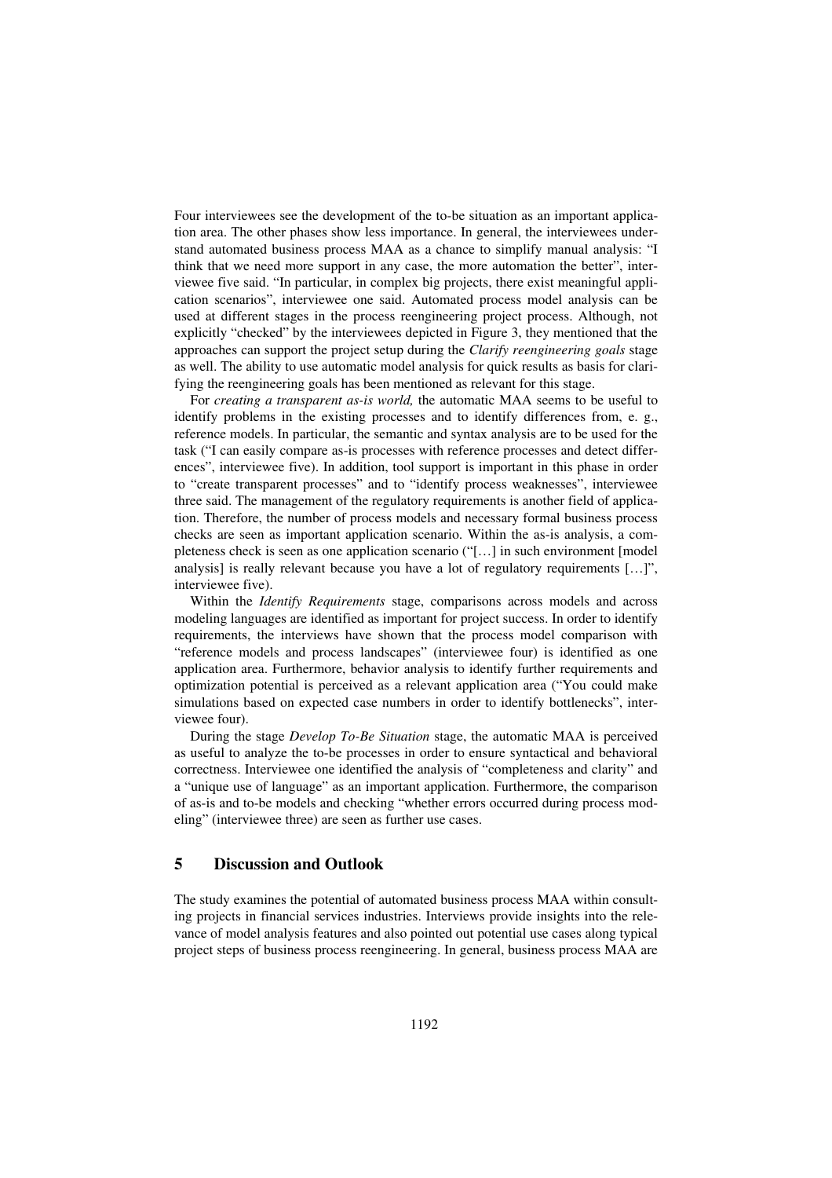Four interviewees see the development of the to-be situation as an important application area. The other phases show less importance. In general, the interviewees understand automated business process MAA as a chance to simplify manual analysis: "I think that we need more support in any case, the more automation the better", interviewee five said. "In particular, in complex big projects, there exist meaningful application scenarios", interviewee one said. Automated process model analysis can be used at different stages in the process reengineering project process. Although, not explicitly "checked" by the interviewees depicted in Figure 3, they mentioned that the approaches can support the project setup during the *Clarify reengineering goals* stage as well. The ability to use automatic model analysis for quick results as basis for clarifying the reengineering goals has been mentioned as relevant for this stage.

For *creating a transparent as-is world,* the automatic MAA seems to be useful to identify problems in the existing processes and to identify differences from, e. g., reference models. In particular, the semantic and syntax analysis are to be used for the task ("I can easily compare as-is processes with reference processes and detect differences", interviewee five). In addition, tool support is important in this phase in order to "create transparent processes" and to "identify process weaknesses", interviewee three said. The management of the regulatory requirements is another field of application. Therefore, the number of process models and necessary formal business process checks are seen as important application scenario. Within the as-is analysis, a completeness check is seen as one application scenario ("[…] in such environment [model analysis] is really relevant because you have a lot of regulatory requirements […]", interviewee five).

Within the *Identify Requirements* stage, comparisons across models and across modeling languages are identified as important for project success. In order to identify requirements, the interviews have shown that the process model comparison with "reference models and process landscapes" (interviewee four) is identified as one application area. Furthermore, behavior analysis to identify further requirements and optimization potential is perceived as a relevant application area ("You could make simulations based on expected case numbers in order to identify bottlenecks", interviewee four).

During the stage *Develop To-Be Situation* stage, the automatic MAA is perceived as useful to analyze the to-be processes in order to ensure syntactical and behavioral correctness. Interviewee one identified the analysis of "completeness and clarity" and a "unique use of language" as an important application. Furthermore, the comparison of as-is and to-be models and checking "whether errors occurred during process modeling" (interviewee three) are seen as further use cases.

## 5 Discussion and Outlook

The study examines the potential of automated business process MAA within consulting projects in financial services industries. Interviews provide insights into the relevance of model analysis features and also pointed out potential use cases along typical project steps of business process reengineering. In general, business process MAA are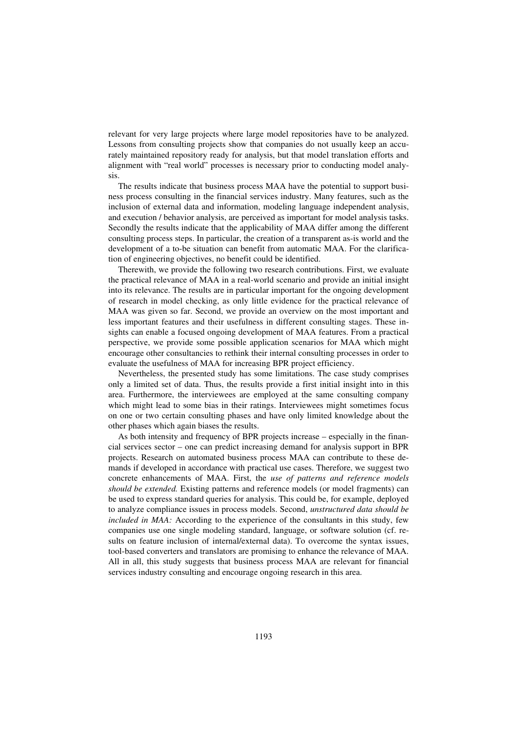relevant for very large projects where large model repositories have to be analyzed. Lessons from consulting projects show that companies do not usually keep an accurately maintained repository ready for analysis, but that model translation efforts and alignment with "real world" processes is necessary prior to conducting model analysis.

The results indicate that business process MAA have the potential to support business process consulting in the financial services industry. Many features, such as the inclusion of external data and information, modeling language independent analysis, and execution / behavior analysis, are perceived as important for model analysis tasks. Secondly the results indicate that the applicability of MAA differ among the different consulting process steps. In particular, the creation of a transparent as-is world and the development of a to-be situation can benefit from automatic MAA. For the clarification of engineering objectives, no benefit could be identified.

Therewith, we provide the following two research contributions. First, we evaluate the practical relevance of MAA in a real-world scenario and provide an initial insight into its relevance. The results are in particular important for the ongoing development of research in model checking, as only little evidence for the practical relevance of MAA was given so far. Second, we provide an overview on the most important and less important features and their usefulness in different consulting stages. These insights can enable a focused ongoing development of MAA features. From a practical perspective, we provide some possible application scenarios for MAA which might encourage other consultancies to rethink their internal consulting processes in order to evaluate the usefulness of MAA for increasing BPR project efficiency.

Nevertheless, the presented study has some limitations. The case study comprises only a limited set of data. Thus, the results provide a first initial insight into in this area. Furthermore, the interviewees are employed at the same consulting company which might lead to some bias in their ratings. Interviewees might sometimes focus on one or two certain consulting phases and have only limited knowledge about the other phases which again biases the results.

As both intensity and frequency of BPR projects increase – especially in the financial services sector – one can predict increasing demand for analysis support in BPR projects. Research on automated business process MAA can contribute to these demands if developed in accordance with practical use cases. Therefore, we suggest two concrete enhancements of MAA. First, the *use of patterns and reference models should be extended.* Existing patterns and reference models (or model fragments) can be used to express standard queries for analysis. This could be, for example, deployed to analyze compliance issues in process models. Second, *unstructured data should be included in MAA:* According to the experience of the consultants in this study, few companies use one single modeling standard, language, or software solution (cf. results on feature inclusion of internal/external data). To overcome the syntax issues, tool-based converters and translators are promising to enhance the relevance of MAA. All in all, this study suggests that business process MAA are relevant for financial services industry consulting and encourage ongoing research in this area.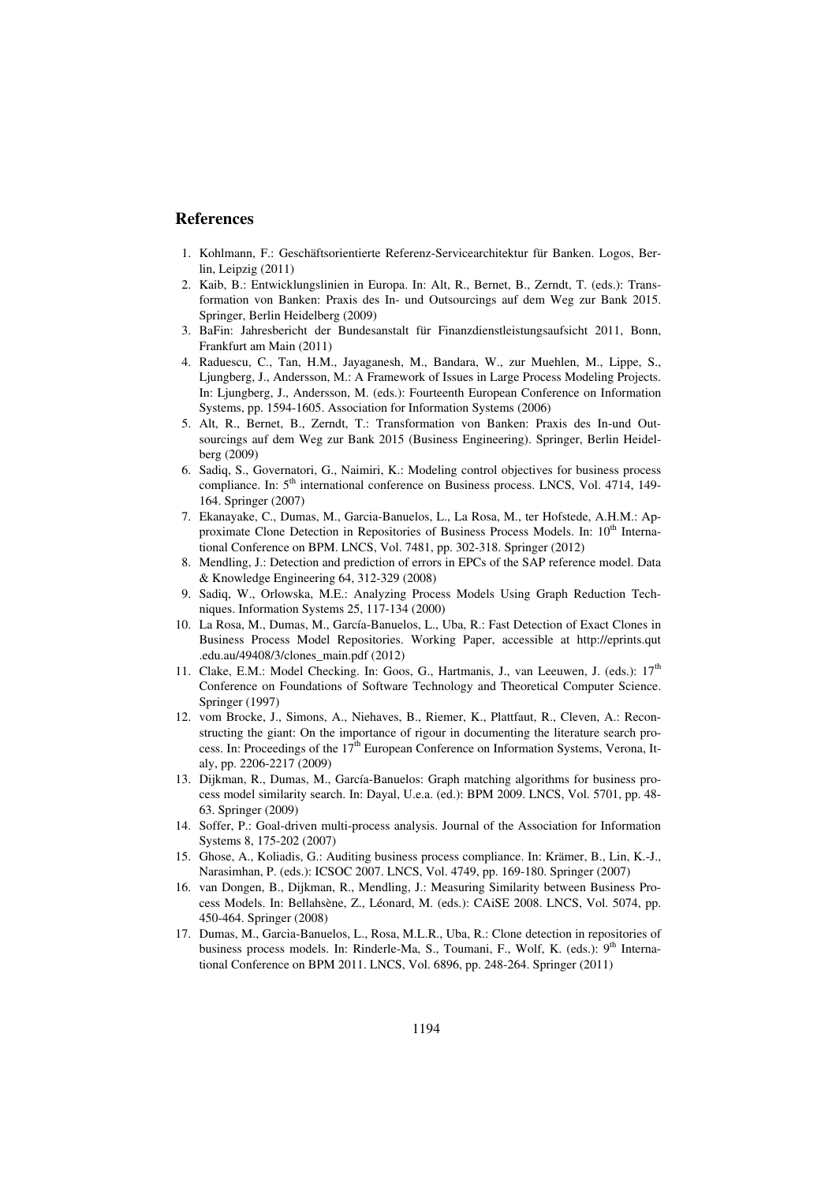## References

1. Kohlmann, F.: Geschäftsorientierte Referenz-Servicearchitektur für Banken. Logos, Berlin, Leipzig (2011)
2. Kaib, B.: Entwicklungslinien in Europa. In: Alt, R., Bernet, B., Zerndt, T. (eds.): Transformation von Banken: Praxis des In- und Outsourcings auf dem Weg zur Bank 2015. Springer, Berlin Heidelberg (2009)
3. BaFin: Jahresbericht der Bundesanstalt für Finanzdienstleistungsaufsicht 2011, Bonn, Frankfurt am Main (2011)
4. Raduescu, C., Tan, H.M., Jayaganesh, M., Bandara, W., zur Muehlen, M., Lippe, S., Ljungberg, J., Andersson, M.: A Framework of Issues in Large Process Modeling Projects. In: Ljungberg, J., Andersson, M. (eds.): Fourteenth European Conference on Information Systems, pp. 1594-1605. Association for Information Systems (2006)
5. Alt, R., Bernet, B., Zerndt, T.: Transformation von Banken: Praxis des In-und Outsourcings auf dem Weg zur Bank 2015 (Business Engineering). Springer, Berlin Heidelberg (2009)
6. Sadiq, S., Governatori, G., Naimiri, K.: Modeling control objectives for business process compliance. In: 5th international conference on Business process. LNCS, Vol. 4714, 149-164. Springer (2007)
7. Ekanayake, C., Dumas, M., Garcia-Banuelos, L., La Rosa, M., ter Hofstede, A.H.M.: Approximate Clone Detection in Repositories of Business Process Models. In: 10th International Conference on BPM. LNCS, Vol. 7481, pp. 302-318. Springer (2012)
8. Mendling, J.: Detection and prediction of errors in EPCs of the SAP reference model. Data & Knowledge Engineering 64, 312-329 (2008)
9. Sadiq, W., Orlowska, M.E.: Analyzing Process Models Using Graph Reduction Techniques. Information Systems 25, 117-134 (2000)
10. La Rosa, M., Dumas, M., García-Banuelos, L., Uba, R.: Fast Detection of Exact Clones in Business Process Model Repositories. Working Paper, accessible at http://eprints.qut.edu.au/49408/3/clones_main.pdf (2012)
11. Clake, E.M.: Model Checking. In: Goos, G., Hartmanis, J., van Leeuwen, J. (eds.): 17th Conference on Foundations of Software Technology and Theoretical Computer Science. Springer (1997)
12. vom Brocke, J., Simons, A., Niehaves, B., Riemer, K., Plattfaut, R., Cleven, A.: Reconstructing the giant: On the importance of rigour in documenting the literature search process. In: Proceedings of the 17th European Conference on Information Systems, Verona, Italy, pp. 2206-2217 (2009)
13. Dijkman, R., Dumas, M., García-Banuelos: Graph matching algorithms for business process model similarity search. In: Dayal, U.e.a. (ed.): BPM 2009. LNCS, Vol. 5701, pp. 48-63. Springer (2009)
14. Soffer, P.: Goal-driven multi-process analysis. Journal of the Association for Information Systems 8, 175-202 (2007)
15. Ghose, A., Koliadis, G.: Auditing business process compliance. In: Krämer, B., Lin, K.-J., Narasimhan, P. (eds.): ICSOC 2007. LNCS, Vol. 4749, pp. 169-180. Springer (2007)
16. van Dongen, B., Dijkman, R., Mendling, J.: Measuring Similarity between Business Process Models. In: Bellahsène, Z., Léonard, M. (eds.): CAiSE 2008. LNCS, Vol. 5074, pp. 450-464. Springer (2008)
17. Dumas, M., Garcia-Banuelos, L., Rosa, M.L.R., Uba, R.: Clone detection in repositories of business process models. In: Rinderle-Ma, S., Toumani, F., Wolf, K. (eds.): 9th International Conference on BPM 2011. LNCS, Vol. 6896, pp. 248-264. Springer (2011)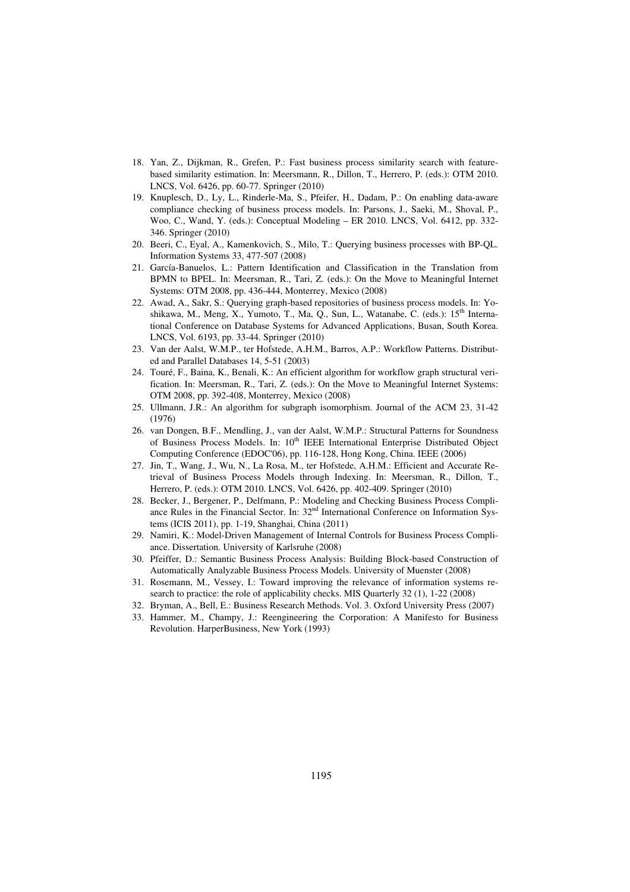18. Yan, Z., Dijkman, R., Grefen, P.: Fast business process similarity search with feature-based similarity estimation. In: Meersmann, R., Dillon, T., Herrero, P. (eds.): OTM 2010. LNCS, Vol. 6426, pp. 60-77. Springer (2010)
19. Knuplesch, D., Ly, L., Rinderle-Ma, S., Pfeifer, H., Dadam, P.: On enabling data-aware compliance checking of business process models. In: Parsons, J., Saeki, M., Shoval, P., Woo, C., Wand, Y. (eds.): Conceptual Modeling – ER 2010. LNCS, Vol. 6412, pp. 332-346. Springer (2010)
20. Beeri, C., Eyal, A., Kamenkovich, S., Milo, T.: Querying business processes with BP-QL. Information Systems 33, 477-507 (2008)
21. García-Banuelos, L.: Pattern Identification and Classification in the Translation from BPMN to BPEL. In: Meersman, R., Tari, Z. (eds.): On the Move to Meaningful Internet Systems: OTM 2008, pp. 436-444, Monterrey, Mexico (2008)
22. Awad, A., Sakr, S.: Querying graph-based repositories of business process models. In: Yoshikawa, M., Meng, X., Yumoto, T., Ma, Q., Sun, L., Watanabe, C. (eds.): 15th International Conference on Database Systems for Advanced Applications, Busan, South Korea. LNCS, Vol. 6193, pp. 33-44. Springer (2010)
23. Van der Aalst, W.M.P., ter Hofstede, A.H.M., Barros, A.P.: Workflow Patterns. Distributed and Parallel Databases 14, 5-51 (2003)
24. Touré, F., Baina, K., Benali, K.: An efficient algorithm for workflow graph structural verification. In: Meersman, R., Tari, Z. (eds.): On the Move to Meaningful Internet Systems: OTM 2008, pp. 392-408, Monterrey, Mexico (2008)
25. Ullmann, J.R.: An algorithm for subgraph isomorphism. Journal of the ACM 23, 31-42 (1976)
26. van Dongen, B.F., Mendling, J., van der Aalst, W.M.P.: Structural Patterns for Soundness of Business Process Models. In: 10th IEEE International Enterprise Distributed Object Computing Conference (EDOC'06), pp. 116-128, Hong Kong, China. IEEE (2006)
27. Jin, T., Wang, J., Wu, N., La Rosa, M., ter Hofstede, A.H.M.: Efficient and Accurate Retrieval of Business Process Models through Indexing. In: Meersman, R., Dillon, T., Herrero, P. (eds.): OTM 2010. LNCS, Vol. 6426, pp. 402-409. Springer (2010)
28. Becker, J., Bergener, P., Delfmann, P.: Modeling and Checking Business Process Compliance Rules in the Financial Sector. In: 32nd International Conference on Information Systems (ICIS 2011), pp. 1-19, Shanghai, China (2011)
29. Namiri, K.: Model-Driven Management of Internal Controls for Business Process Compliance. Dissertation. University of Karlsruhe (2008)
30. Pfeiffer, D.: Semantic Business Process Analysis: Building Block-based Construction of Automatically Analyzable Business Process Models. University of Muenster (2008)
31. Rosemann, M., Vessey, I.: Toward improving the relevance of information systems research to practice: the role of applicability checks. MIS Quarterly 32 (1), 1-22 (2008)
32. Bryman, A., Bell, E.: Business Research Methods. Vol. 3. Oxford University Press (2007)
33. Hammer, M., Champy, J.: Reengineering the Corporation: A Manifesto for Business Revolution. HarperBusiness, New York (1993)